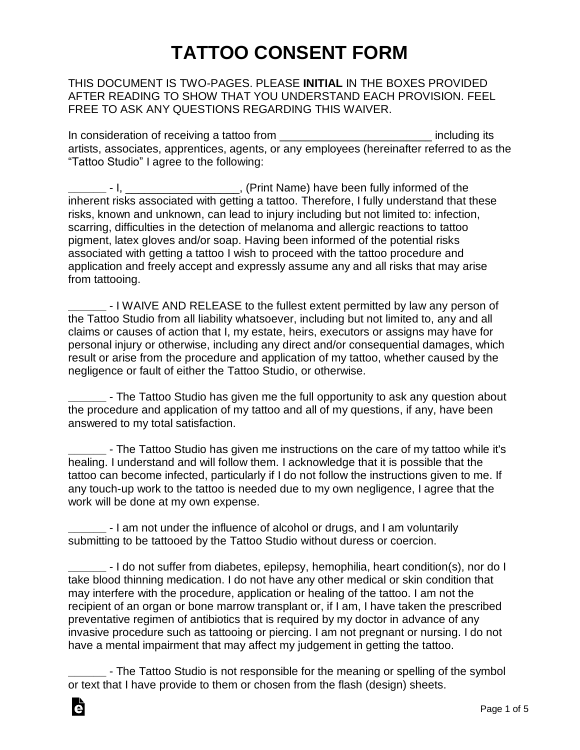# TATTOO CONSENT FORM

THIS DOCUMENT IS TWO-PAGES. PLEASE **INITIAL** IN THE BOXES PROVIDED AFTER READING TO SHOW THAT YOU UNDERSTAND EACH PROVISION. FEEL FREE TO ASK ANY QUESTIONS REGARDING THIS WAIVER.

In consideration of receiving a tattoo from ________________________ including its artists, associates, apprentices, agents, or any employees (hereinafter referred to as the "Tattoo Studio" I agree to the following:

______ - I, __________________, (Print Name) have been fully informed of the inherent risks associated with getting a tattoo. Therefore, I fully understand that these risks, known and unknown, can lead to injury including but not limited to: infection, scarring, difficulties in the detection of melanoma and allergic reactions to tattoo pigment, latex gloves and/or soap. Having been informed of the potential risks associated with getting a tattoo I wish to proceed with the tattoo procedure and application and freely accept and expressly assume any and all risks that may arise from tattooing.

______ - I WAIVE AND RELEASE to the fullest extent permitted by law any person of the Tattoo Studio from all liability whatsoever, including but not limited to, any and all claims or causes of action that I, my estate, heirs, executors or assigns may have for personal injury or otherwise, including any direct and/or consequential damages, which result or arise from the procedure and application of my tattoo, whether caused by the negligence or fault of either the Tattoo Studio, or otherwise.

______ - The Tattoo Studio has given me the full opportunity to ask any question about the procedure and application of my tattoo and all of my questions, if any, have been answered to my total satisfaction.

______ - The Tattoo Studio has given me instructions on the care of my tattoo while it's healing. I understand and will follow them. I acknowledge that it is possible that the tattoo can become infected, particularly if I do not follow the instructions given to me. If any touch-up work to the tattoo is needed due to my own negligence, I agree that the work will be done at my own expense.

______ - I am not under the influence of alcohol or drugs, and I am voluntarily submitting to be tattooed by the Tattoo Studio without duress or coercion.

______ - I do not suffer from diabetes, epilepsy, hemophilia, heart condition(s), nor do I take blood thinning medication. I do not have any other medical or skin condition that may interfere with the procedure, application or healing of the tattoo. I am not the recipient of an organ or bone marrow transplant or, if I am, I have taken the prescribed preventative regimen of antibiotics that is required by my doctor in advance of any invasive procedure such as tattooing or piercing. I am not pregnant or nursing. I do not have a mental impairment that may affect my judgement in getting the tattoo.

______ - The Tattoo Studio is not responsible for the meaning or spelling of the symbol or text that I have provide to them or chosen from the flash (design) sheets.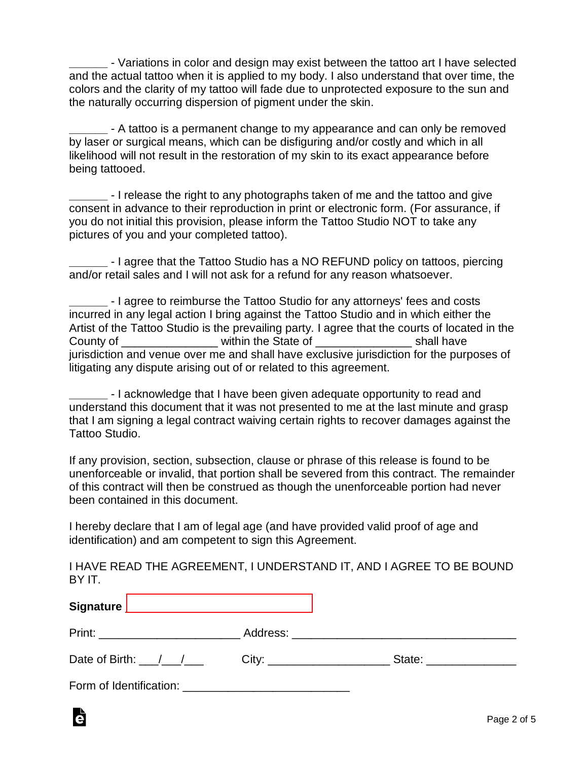______ - Variations in color and design may exist between the tattoo art I have selected and the actual tattoo when it is applied to my body. I also understand that over time, the colors and the clarity of my tattoo will fade due to unprotected exposure to the sun and the naturally occurring dispersion of pigment under the skin.

______ - A tattoo is a permanent change to my appearance and can only be removed by laser or surgical means, which can be disfiguring and/or costly and which in all likelihood will not result in the restoration of my skin to its exact appearance before being tattooed.

______ - I release the right to any photographs taken of me and the tattoo and give consent in advance to their reproduction in print or electronic form. (For assurance, if you do not initial this provision, please inform the Tattoo Studio NOT to take any pictures of you and your completed tattoo).

______ - I agree that the Tattoo Studio has a NO REFUND policy on tattoos, piercing and/or retail sales and I will not ask for a refund for any reason whatsoever.

______ - I agree to reimburse the Tattoo Studio for any attorneys' fees and costs incurred in any legal action I bring against the Tattoo Studio and in which either the Artist of the Tattoo Studio is the prevailing party. I agree that the courts of located in the County of _______________ within the State of _______________ shall have jurisdiction and venue over me and shall have exclusive jurisdiction for the purposes of litigating any dispute arising out of or related to this agreement.

______ - I acknowledge that I have been given adequate opportunity to read and understand this document that it was not presented to me at the last minute and grasp that I am signing a legal contract waiving certain rights to recover damages against the Tattoo Studio.

If any provision, section, subsection, clause or phrase of this release is found to be unenforceable or invalid, that portion shall be severed from this contract. The remainder of this contract will then be construed as though the unenforceable portion had never been contained in this document.

I hereby declare that I am of legal age (and have provided valid proof of age and identification) and am competent to sign this Agreement.

I HAVE READ THE AGREEMENT, I UNDERSTAND IT, AND I AGREE TO BE BOUND BY IT.

**Signature** ______________________________

Print: ______________________ Address: ___________________________________

Date of Birth: ___/___/___ City: ___________________ State: ______________

Form of Identification: __________________________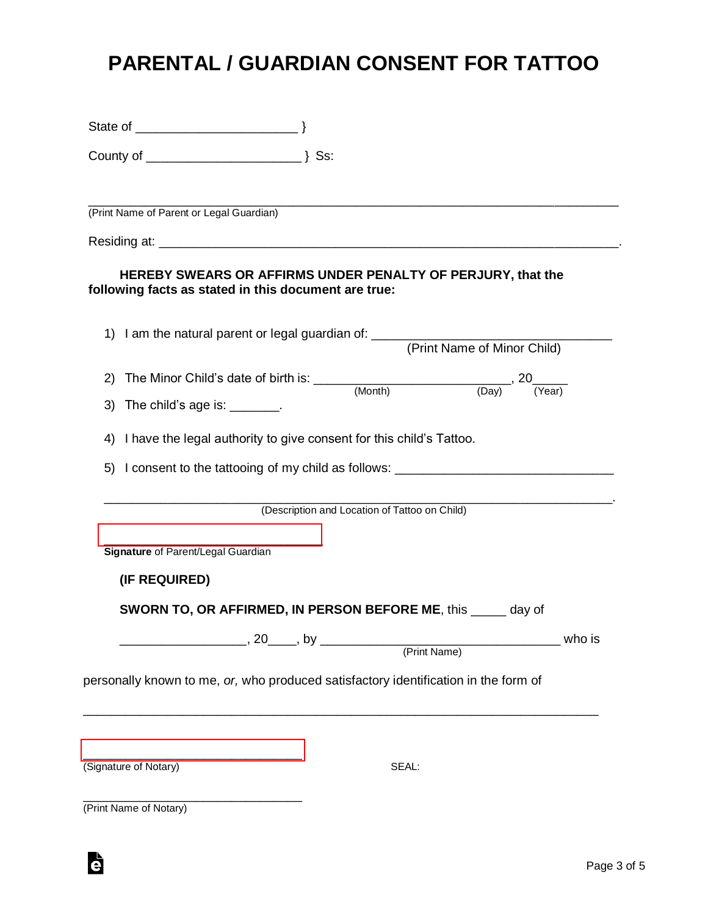# PARENTAL / GUARDIAN CONSENT FOR TATTOO

State of ______________________ }

County of _____________________ } Ss:

___________________________________________________________________________
(Print Name of Parent or Legal Guardian)

Residing at: ________________________________________________________________.

**HEREBY SWEARS OR AFFIRMS UNDER PENALTY OF PERJURY, that the following facts as stated in this document are true:**

1) I am the natural parent or legal guardian of: _________________________________
(Print Name of Minor Child)

2) The Minor Child's date of birth is: ___________________________, 20_____
(Month) (Day) (Year)

3) The child's age is: _______.

4) I have the legal authority to give consent for this child's Tattoo.

5) I consent to the tattooing of my child as follows: ______________________________

_________________________________________________________________________.
(Description and Location of Tattoo on Child)

_________________________________
**Signature** of Parent/Legal Guardian

**(IF REQUIRED)**

**SWORN TO, OR AFFIRMED, IN PERSON BEFORE ME**, this _____ day of

_________________, 20____, by _________________________________ who is
(Print Name)

personally known to me, *or,* who produced satisfactory identification in the form of

___________________________________________________________________________

_________________________________
(Signature of Notary)

SEAL:

_________________________________
(Print Name of Notary)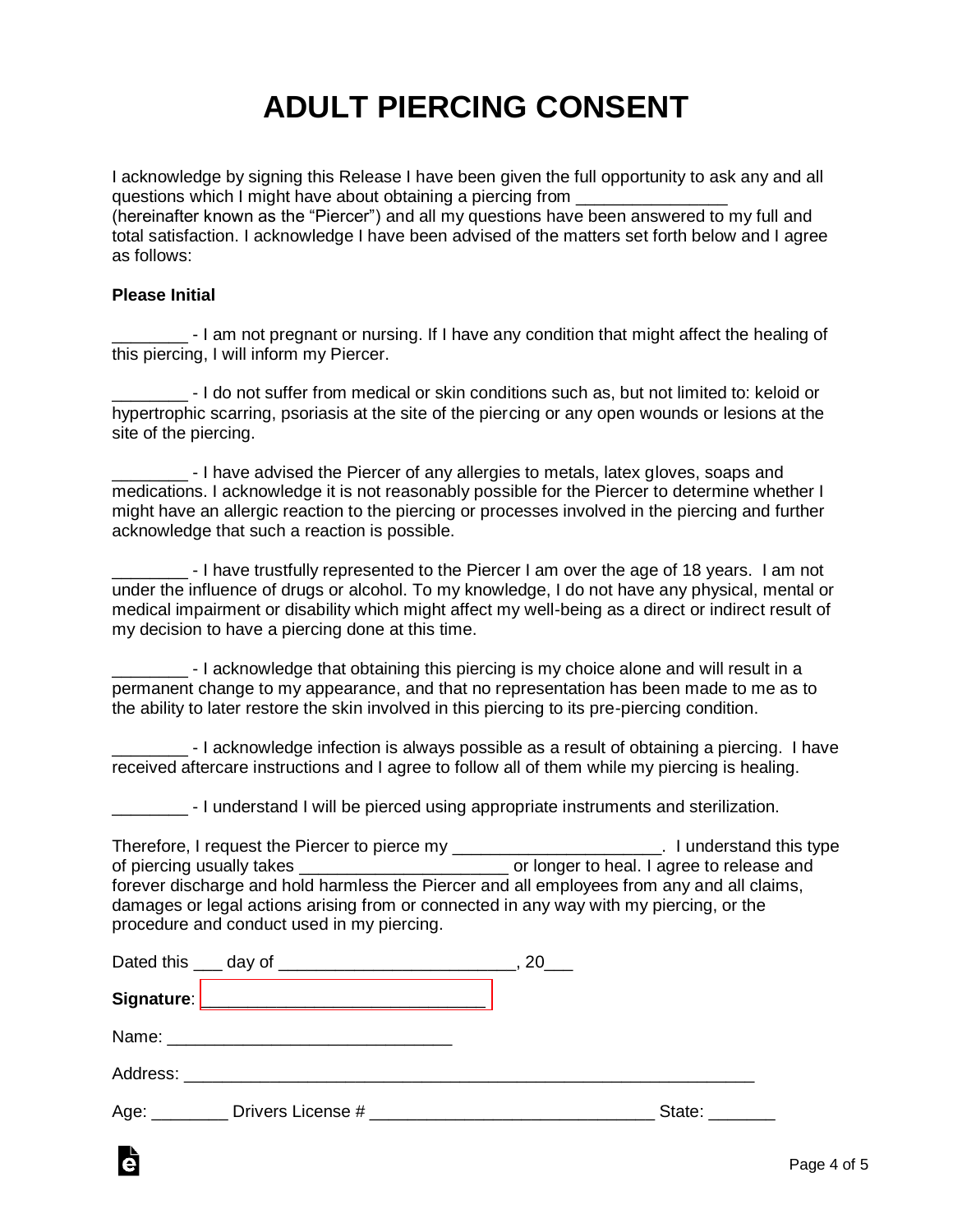# ADULT PIERCING CONSENT

I acknowledge by signing this Release I have been given the full opportunity to ask any and all questions which I might have about obtaining a piercing from _______________ (hereinafter known as the "Piercer") and all my questions have been answered to my full and total satisfaction. I acknowledge I have been advised of the matters set forth below and I agree as follows:

**Please Initial**

________ - I am not pregnant or nursing. If I have any condition that might affect the healing of this piercing, I will inform my Piercer.

________ - I do not suffer from medical or skin conditions such as, but not limited to: keloid or hypertrophic scarring, psoriasis at the site of the piercing or any open wounds or lesions at the site of the piercing.

________ - I have advised the Piercer of any allergies to metals, latex gloves, soaps and medications. I acknowledge it is not reasonably possible for the Piercer to determine whether I might have an allergic reaction to the piercing or processes involved in the piercing and further acknowledge that such a reaction is possible.

________ - I have trustfully represented to the Piercer I am over the age of 18 years. I am not under the influence of drugs or alcohol. To my knowledge, I do not have any physical, mental or medical impairment or disability which might affect my well-being as a direct or indirect result of my decision to have a piercing done at this time.

________ - I acknowledge that obtaining this piercing is my choice alone and will result in a permanent change to my appearance, and that no representation has been made to me as to the ability to later restore the skin involved in this piercing to its pre-piercing condition.

________ - I acknowledge infection is always possible as a result of obtaining a piercing. I have received aftercare instructions and I agree to follow all of them while my piercing is healing.

________ - I understand I will be pierced using appropriate instruments and sterilization.

Therefore, I request the Piercer to pierce my _____________________. I understand this type of piercing usually takes _____________________ or longer to heal. I agree to release and forever discharge and hold harmless the Piercer and all employees from any and all claims, damages or legal actions arising from or connected in any way with my piercing, or the procedure and conduct used in my piercing.

Dated this ___ day of ________________________, 20___

**Signature**: _____________________________

Name: _____________________________

Address: ___________________________________________________________

Age: ________ Drivers License # _____________________________ State: _______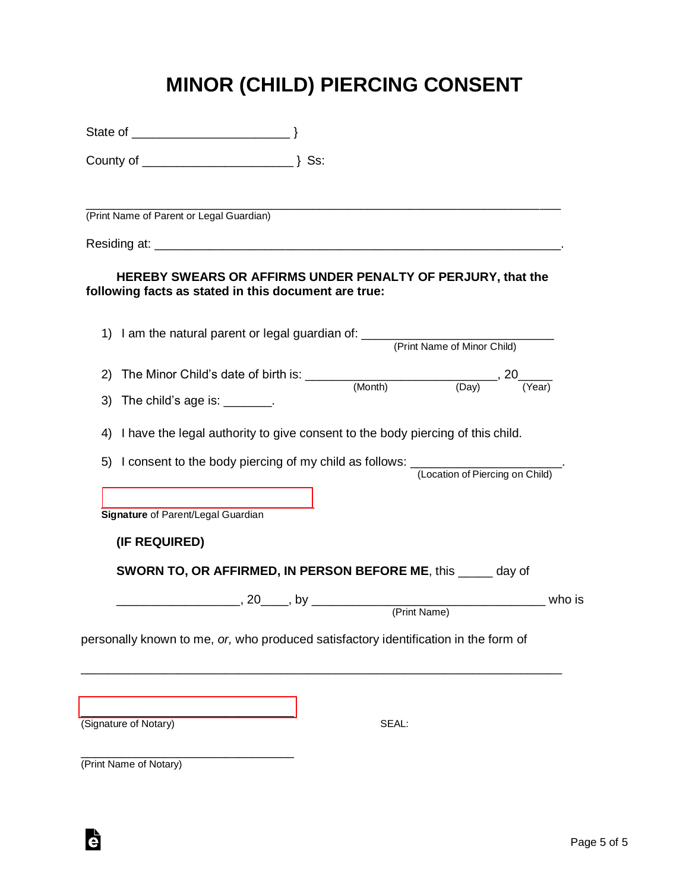# MINOR (CHILD) PIERCING CONSENT

State of ______________________ }

County of _____________________ } Ss:

_________________________________________________________________________

(Print Name of Parent or Legal Guardian)

Residing at: ______________________________________________________________.

**HEREBY SWEARS OR AFFIRMS UNDER PENALTY OF PERJURY, that the following facts as stated in this document are true:**

1) I am the natural parent or legal guardian of: ___________________________
(Print Name of Minor Child)

2) The Minor Child's date of birth is: ___________________________, 20_____
(Month) (Day) (Year)

3) The child's age is: _______.

4) I have the legal authority to give consent to the body piercing of this child.

5) I consent to the body piercing of my child as follows: _____________________.
(Location of Piercing on Child)

_________________________________

**Signature** of Parent/Legal Guardian

**(IF REQUIRED)**

**SWORN TO, OR AFFIRMED, IN PERSON BEFORE ME**, this _____ day of

_________________, 20____, by _________________________________ who is
(Print Name)

personally known to me, *or,* who produced satisfactory identification in the form of

_________________________________________________________________________

_________________________________

(Signature of Notary)

SEAL:

_________________________________

(Print Name of Notary)